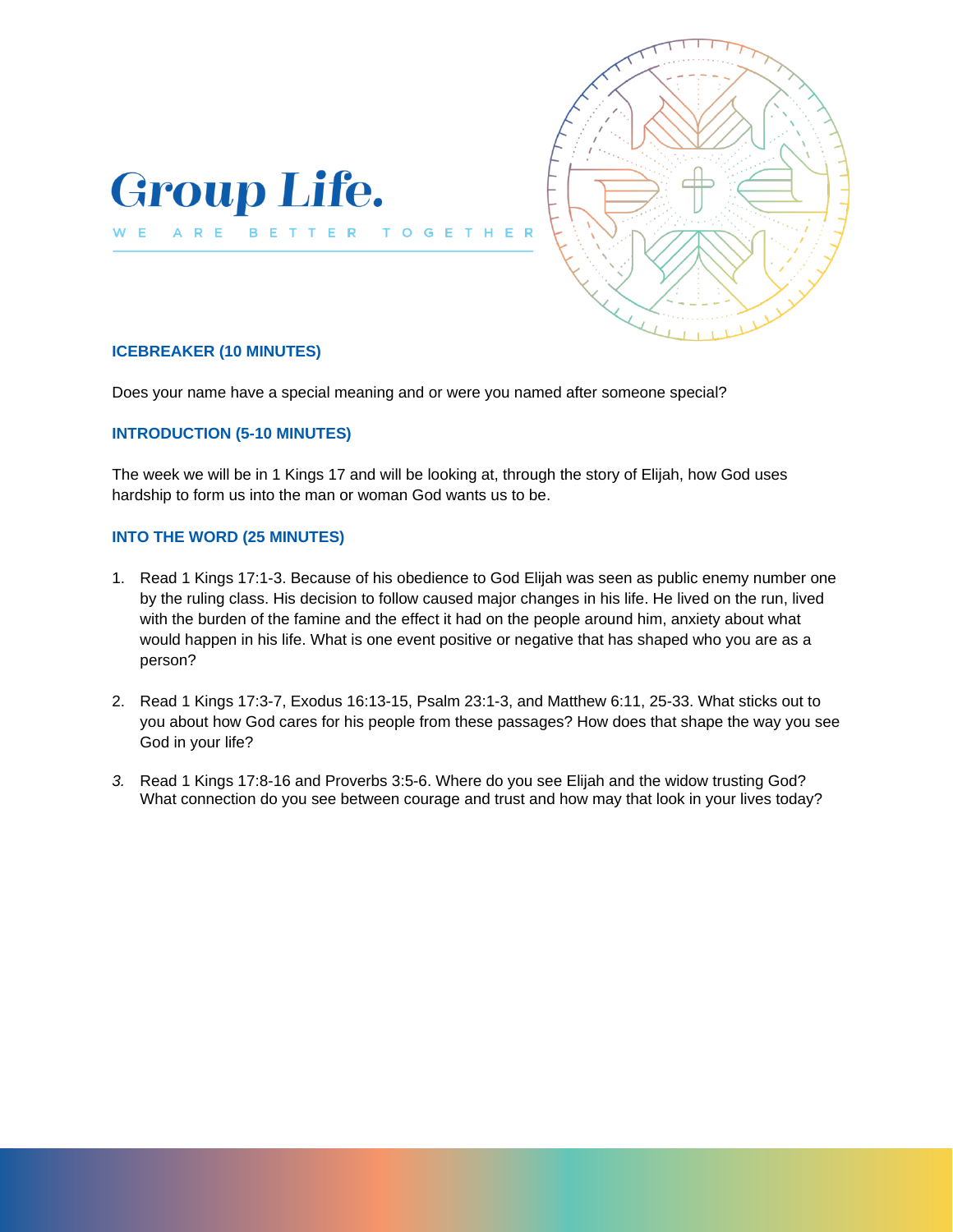# Group Life.

WE ARE BETTER TOGETHER

## ICEBREAKER (10 MINUTES)

Does your name have a special meaning and or were you named after someone special?

## INTRODUCTION (5-10 MINUTES)

The week we will be in 1 Kings 17 and will be looking at, through the story of Elijah, how God uses hardship to form us into the man or woman God wants us to be.

## INTO THE WORD (25 MINUTES)

1. Read 1 Kings 17:1-3. Because of his obedience to God Elijah was seen as public enemy number one by the ruling class. His decision to follow caused major changes in his life. He lived on the run, lived with the burden of the famine and the effect it had on the people around him, anxiety about what would happen in his life. What is one event positive or negative that has shaped who you are as a person?

2. Read 1 Kings 17:3-7, Exodus 16:13-15, Psalm 23:1-3, and Matthew 6:11, 25-33. What sticks out to you about how God cares for his people from these passages? How does that shape the way you see God in your life?

3. Read 1 Kings 17:8-16 and Proverbs 3:5-6. Where do you see Elijah and the widow trusting God? What connection do you see between courage and trust and how may that look in your lives today?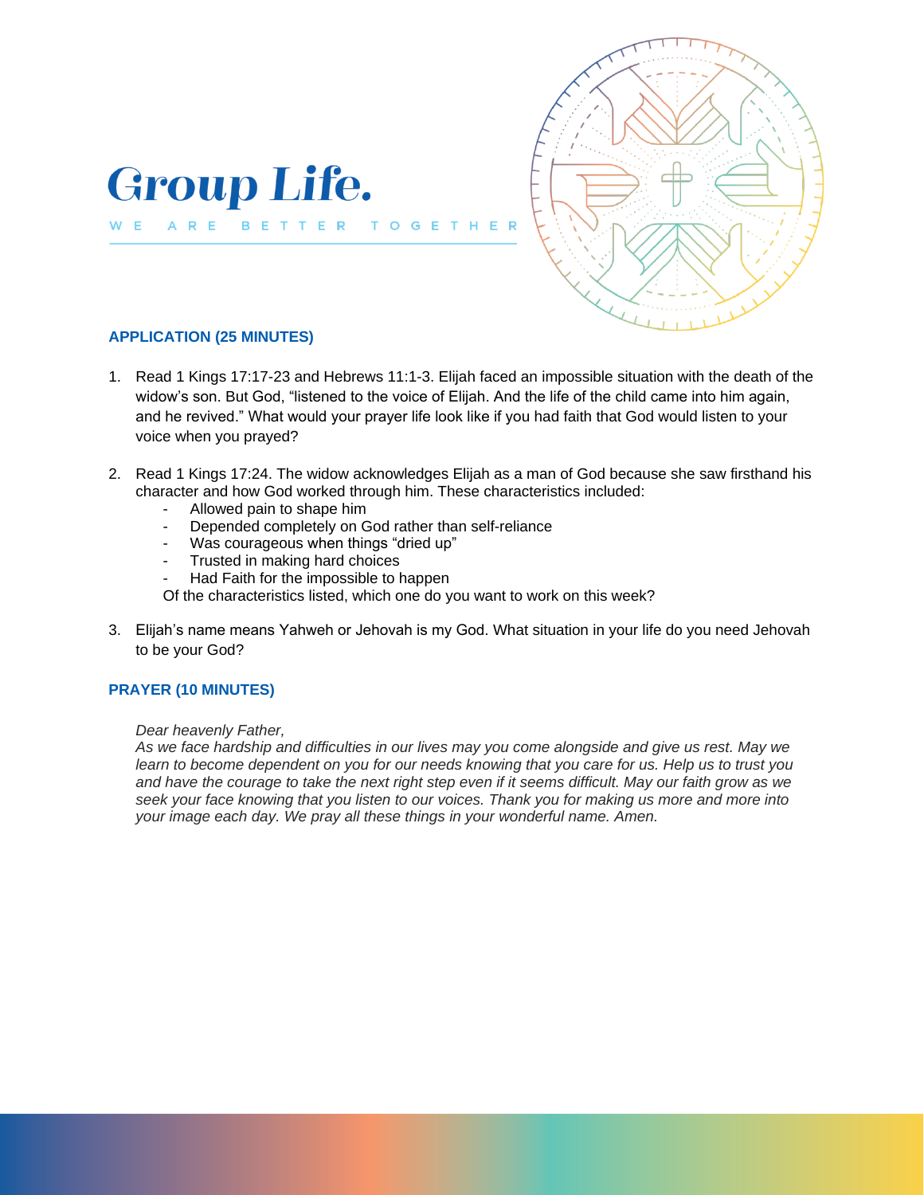# Group Life.

WE ARE BETTER TOGETHER

## APPLICATION (25 MINUTES)

1. Read 1 Kings 17:17-23 and Hebrews 11:1-3. Elijah faced an impossible situation with the death of the widow's son. But God, "listened to the voice of Elijah. And the life of the child came into him again, and he revived." What would your prayer life look like if you had faith that God would listen to your voice when you prayed?

2. Read 1 Kings 17:24. The widow acknowledges Elijah as a man of God because she saw firsthand his character and how God worked through him. These characteristics included:
   - Allowed pain to shape him
   - Depended completely on God rather than self-reliance
   - Was courageous when things "dried up"
   - Trusted in making hard choices
   - Had Faith for the impossible to happen

   Of the characteristics listed, which one do you want to work on this week?

3. Elijah's name means Yahweh or Jehovah is my God. What situation in your life do you need Jehovah to be your God?

## PRAYER (10 MINUTES)

*Dear heavenly Father,*
*As we face hardship and difficulties in our lives may you come alongside and give us rest. May we learn to become dependent on you for our needs knowing that you care for us. Help us to trust you and have the courage to take the next right step even if it seems difficult. May our faith grow as we seek your face knowing that you listen to our voices. Thank you for making us more and more into your image each day. We pray all these things in your wonderful name. Amen.*